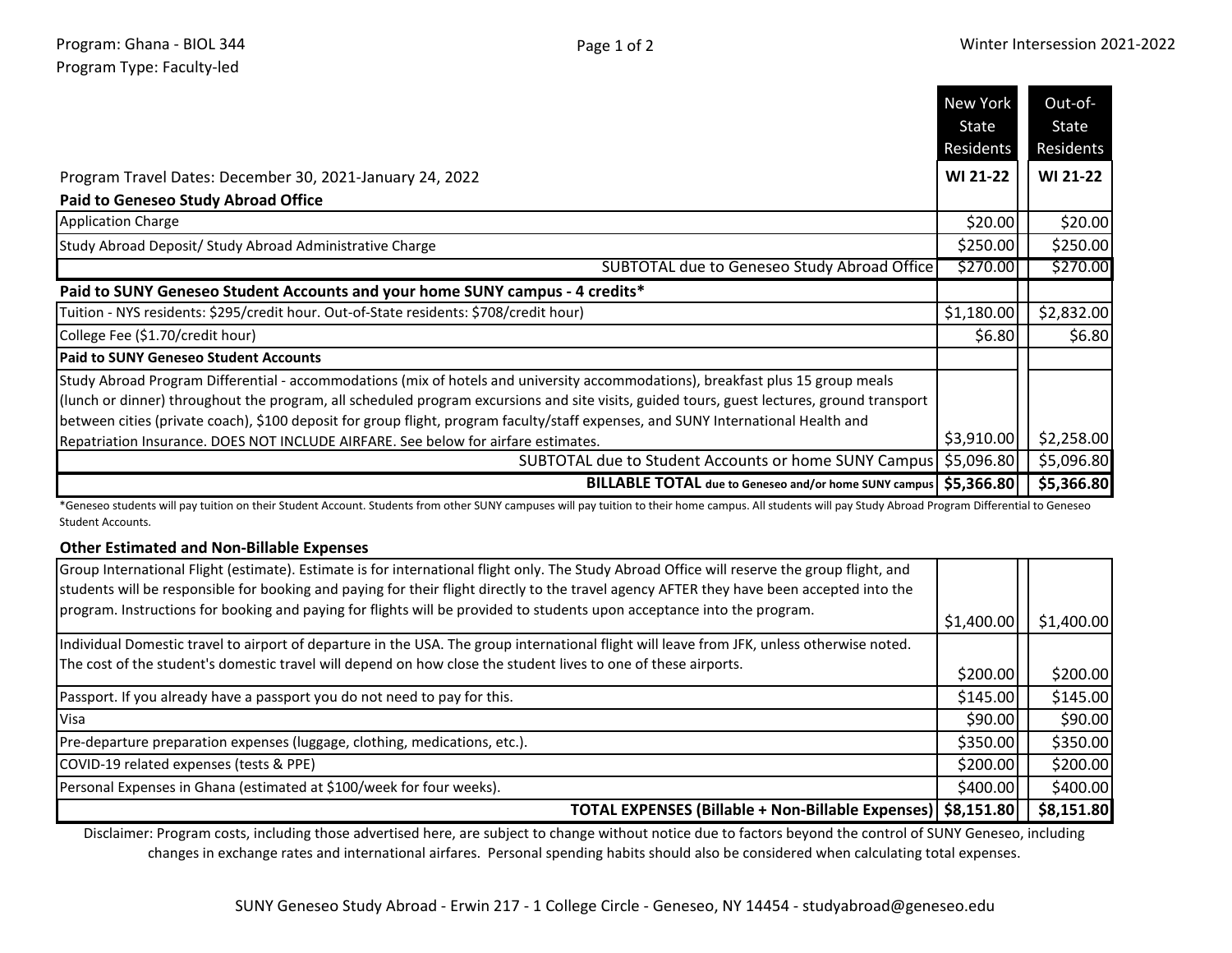Program: Ghana - BIOL 344

Program Type: Faculty-led

Winter Intersession 2021-2022

| | New York State Residents | Out-of-State Residents |
|---|---|---|
| Program Travel Dates: December 30, 2021-January 24, 2022 | WI 21-22 | WI 21-22 |
| **Paid to Geneseo Study Abroad Office** | | |
| Application Charge | $20.00 | $20.00 |
| Study Abroad Deposit/ Study Abroad Administrative Charge | $250.00 | $250.00 |
| SUBTOTAL due to Geneseo Study Abroad Office | $270.00 | $270.00 |
| **Paid to SUNY Geneseo Student Accounts and your home SUNY campus - 4 credits*** | | |
| Tuition - NYS residents: $295/credit hour. Out-of-State residents: $708/credit hour) | $1,180.00 | $2,832.00 |
| College Fee ($1.70/credit hour) | $6.80 | $6.80 |
| **Paid to SUNY Geneseo Student Accounts** | | |
| Study Abroad Program Differential - accommodations (mix of hotels and university accommodations), breakfast plus 15 group meals (lunch or dinner) throughout the program, all scheduled program excursions and site visits, guided tours, guest lectures, ground transport between cities (private coach), $100 deposit for group flight, program faculty/staff expenses, and SUNY International Health and Repatriation Insurance. DOES NOT INCLUDE AIRFARE. See below for airfare estimates. | $3,910.00 | $2,258.00 |
| SUBTOTAL due to Student Accounts or home SUNY Campus | $5,096.80 | $5,096.80 |
| **BILLABLE TOTAL due to Geneseo and/or home SUNY campus** | **$5,366.80** | **$5,366.80** |

*Geneseo students will pay tuition on their Student Account. Students from other SUNY campuses will pay tuition to their home campus. All students will pay Study Abroad Program Differential to Geneseo Student Accounts.

**Other Estimated and Non-Billable Expenses**

| | New York State Residents | Out-of-State Residents |
|---|---|---|
| Group International Flight (estimate). Estimate is for international flight only. The Study Abroad Office will reserve the group flight, and students will be responsible for booking and paying for their flight directly to the travel agency AFTER they have been accepted into the program. Instructions for booking and paying for flights will be provided to students upon acceptance into the program. | $1,400.00 | $1,400.00 |
| Individual Domestic travel to airport of departure in the USA. The group international flight will leave from JFK, unless otherwise noted. The cost of the student's domestic travel will depend on how close the student lives to one of these airports. | $200.00 | $200.00 |
| Passport. If you already have a passport you do not need to pay for this. | $145.00 | $145.00 |
| Visa | $90.00 | $90.00 |
| Pre-departure preparation expenses (luggage, clothing, medications, etc.). | $350.00 | $350.00 |
| COVID-19 related expenses (tests & PPE) | $200.00 | $200.00 |
| Personal Expenses in Ghana (estimated at $100/week for four weeks). | $400.00 | $400.00 |
| **TOTAL EXPENSES (Billable + Non-Billable Expenses)** | **$8,151.80** | **$8,151.80** |

Disclaimer: Program costs, including those advertised here, are subject to change without notice due to factors beyond the control of SUNY Geneseo, including changes in exchange rates and international airfares. Personal spending habits should also be considered when calculating total expenses.

SUNY Geneseo Study Abroad - Erwin 217 - 1 College Circle - Geneseo, NY 14454 - studyabroad@geneseo.edu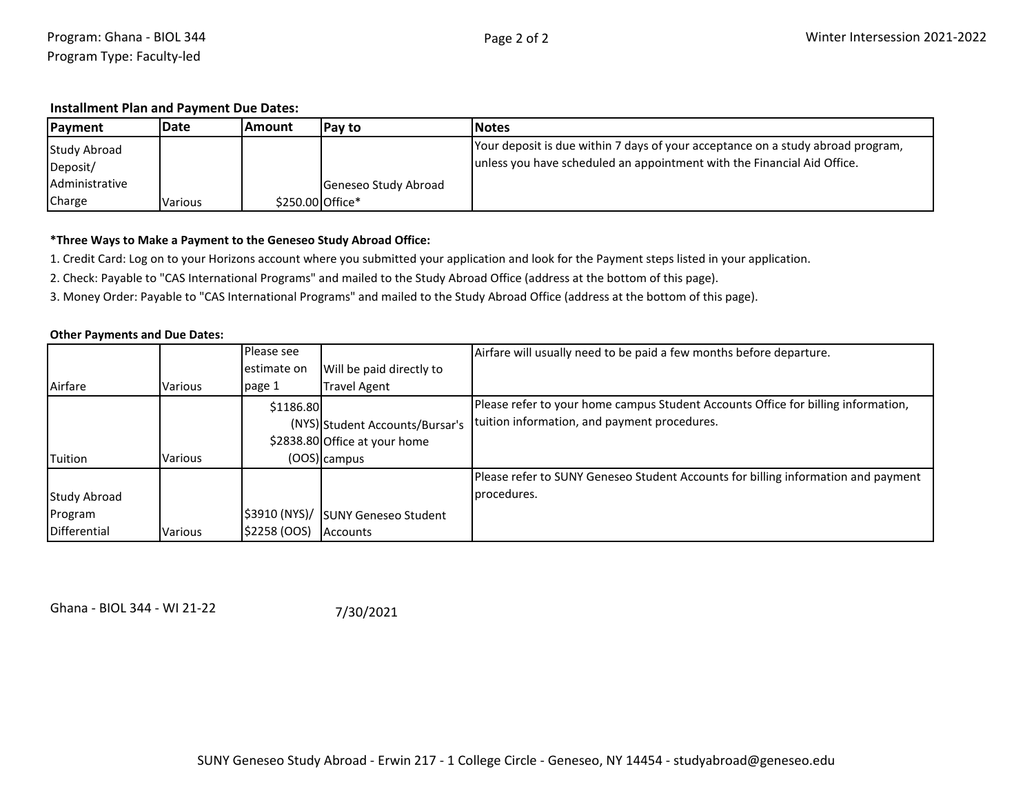Program: Ghana - BIOL 344
Program Type: Faculty-led

Winter Intersession 2021-2022

**Installment Plan and Payment Due Dates:**

| Payment | Date | Amount | Pay to | Notes |
| --- | --- | --- | --- | --- |
| Study Abroad Deposit/ Administrative Charge | Various | $250.00 | Geneseo Study Abroad Office* | Your deposit is due within 7 days of your acceptance on a study abroad program, unless you have scheduled an appointment with the Financial Aid Office. |

**\*Three Ways to Make a Payment to the Geneseo Study Abroad Office:**

1. Credit Card: Log on to your Horizons account where you submitted your application and look for the Payment steps listed in your application.
2. Check: Payable to "CAS International Programs" and mailed to the Study Abroad Office (address at the bottom of this page).
3. Money Order: Payable to "CAS International Programs" and mailed to the Study Abroad Office (address at the bottom of this page).

**Other Payments and Due Dates:**

| | | | | |
| --- | --- | --- | --- | --- |
| Airfare | Various | Please see estimate on page 1 | Will be paid directly to Travel Agent | Airfare will usually need to be paid a few months before departure. |
| Tuition | Various | $1186.80 (NYS) $2838.80 (OOS) | Student Accounts/Bursar's Office at your home campus | Please refer to your home campus Student Accounts Office for billing information, tuition information, and payment procedures. |
| Study Abroad Program Differential | Various | $3910 (NYS)/ $2258 (OOS) | SUNY Geneseo Student Accounts | Please refer to SUNY Geneseo Student Accounts for billing information and payment procedures. |

Ghana - BIOL 344 - WI 21-22 7/30/2021

SUNY Geneseo Study Abroad - Erwin 217 - 1 College Circle - Geneseo, NY 14454 - studyabroad@geneseo.edu